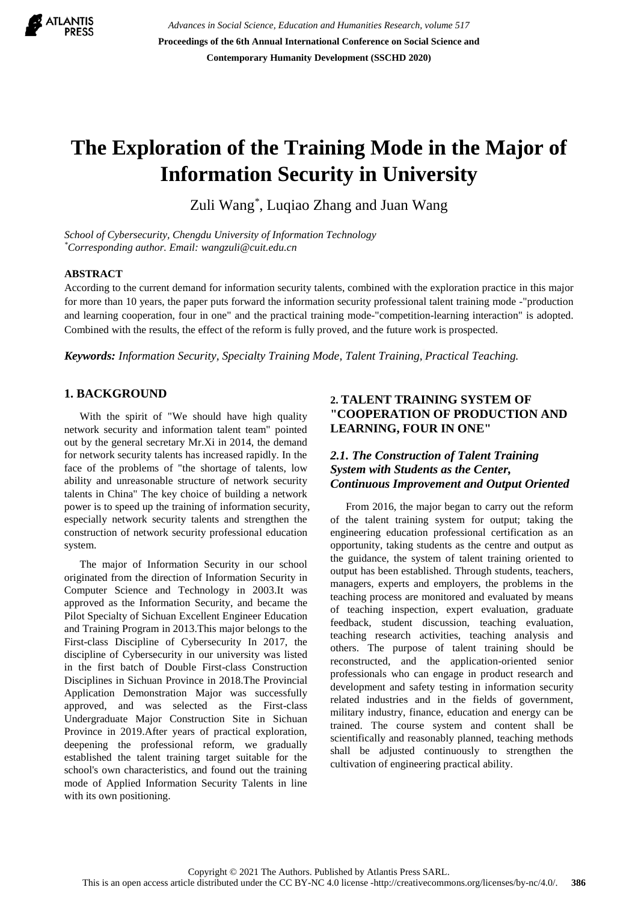# The Exploration of the Training Mode in the Major of Information Security in University

Zuli Wang*, Luqiao Zhang and Juan Wang

*School of Cybersecurity, Chengdu University of Information Technology*
*\*Corresponding author. Email: wangzuli@cuit.edu.cn*

## ABSTRACT

According to the current demand for information security talents, combined with the exploration practice in this major for more than 10 years, the paper puts forward the information security professional talent training mode -"production and learning cooperation, four in one" and the practical training mode-"competition-learning interaction" is adopted. Combined with the results, the effect of the reform is fully proved, and the future work is prospected.

***Keywords:*** *Information Security, Specialty Training Mode, Talent Training, Practical Teaching.*

## 1. BACKGROUND

With the spirit of "We should have high quality network security and information talent team" pointed out by the general secretary Mr.Xi in 2014, the demand for network security talents has increased rapidly. In the face of the problems of "the shortage of talents, low ability and unreasonable structure of network security talents in China" The key choice of building a network power is to speed up the training of information security, especially network security talents and strengthen the construction of network security professional education system.

The major of Information Security in our school originated from the direction of Information Security in Computer Science and Technology in 2003.It was approved as the Information Security, and became the Pilot Specialty of Sichuan Excellent Engineer Education and Training Program in 2013.This major belongs to the First-class Discipline of Cybersecurity In 2017, the discipline of Cybersecurity in our university was listed in the first batch of Double First-class Construction Disciplines in Sichuan Province in 2018.The Provincial Application Demonstration Major was successfully approved, and was selected as the First-class Undergraduate Major Construction Site in Sichuan Province in 2019.After years of practical exploration, deepening the professional reform, we gradually established the talent training target suitable for the school's own characteristics, and found out the training mode of Applied Information Security Talents in line with its own positioning.

## 2. TALENT TRAINING SYSTEM OF "COOPERATION OF PRODUCTION AND LEARNING, FOUR IN ONE"

### *2.1. The Construction of Talent Training System with Students as the Center, Continuous Improvement and Output Oriented*

From 2016, the major began to carry out the reform of the talent training system for output; taking the engineering education professional certification as an opportunity, taking students as the centre and output as the guidance, the system of talent training oriented to output has been established. Through students, teachers, managers, experts and employers, the problems in the teaching process are monitored and evaluated by means of teaching inspection, expert evaluation, graduate feedback, student discussion, teaching evaluation, teaching research activities, teaching analysis and others. The purpose of talent training should be reconstructed, and the application-oriented senior professionals who can engage in product research and development and safety testing in information security related industries and in the fields of government, military industry, finance, education and energy can be trained. The course system and content shall be scientifically and reasonably planned, teaching methods shall be adjusted continuously to strengthen the cultivation of engineering practical ability.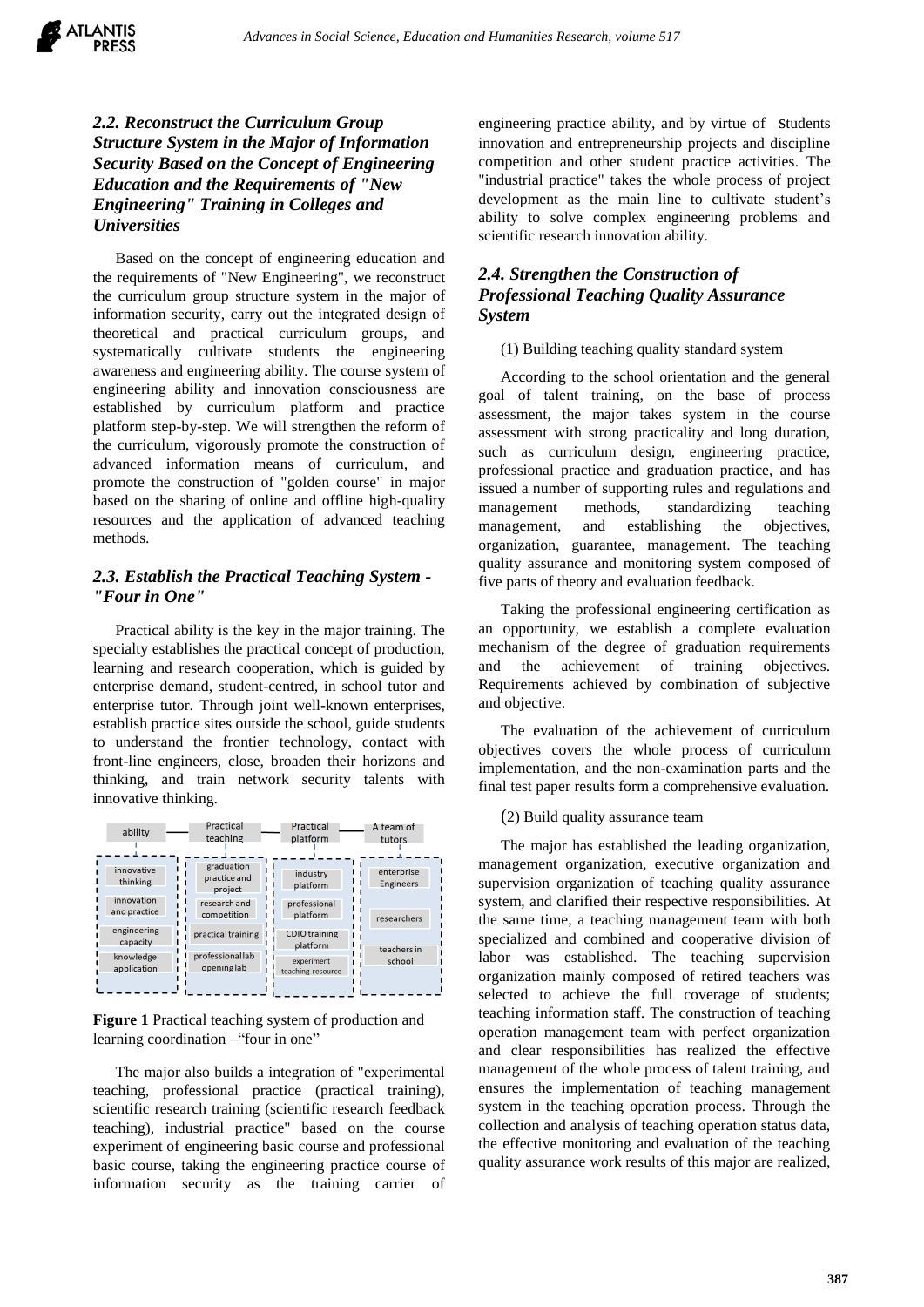### *2.2. Reconstruct the Curriculum Group Structure System in the Major of Information Security Based on the Concept of Engineering Education and the Requirements of "New Engineering" Training in Colleges and Universities*

Based on the concept of engineering education and the requirements of "New Engineering", we reconstruct the curriculum group structure system in the major of information security, carry out the integrated design of theoretical and practical curriculum groups, and systematically cultivate students the engineering awareness and engineering ability. The course system of engineering ability and innovation consciousness are established by curriculum platform and practice platform step-by-step. We will strengthen the reform of the curriculum, vigorously promote the construction of advanced information means of curriculum, and promote the construction of "golden course" in major based on the sharing of online and offline high-quality resources and the application of advanced teaching methods.

### *2.3. Establish the Practical Teaching System - "Four in One"*

Practical ability is the key in the major training. The specialty establishes the practical concept of production, learning and research cooperation, which is guided by enterprise demand, student-centred, in school tutor and enterprise tutor. Through joint well-known enterprises, establish practice sites outside the school, guide students to understand the frontier technology, contact with front-line engineers, close, broaden their horizons and thinking, and train network security talents with innovative thinking.

| ability | Practical teaching | Practical platform | A team of tutors |
|---|---|---|---|
| innovative thinking | graduation practice and project | industry platform | enterprise Engineers |
| innovation and practice | research and competition | professional platform | researchers |
| engineering capacity | practical training | CDIO training platform | teachers in school |
| knowledge application | professional lab opening lab | experiment teaching resource | |

**Figure 1** Practical teaching system of production and learning coordination –"four in one"

The major also builds a integration of "experimental teaching, professional practice (practical training), scientific research training (scientific research feedback teaching), industrial practice" based on the course experiment of engineering basic course and professional basic course, taking the engineering practice course of information security as the training carrier of engineering practice ability, and by virtue of Students innovation and entrepreneurship projects and discipline competition and other student practice activities. The "industrial practice" takes the whole process of project development as the main line to cultivate student's ability to solve complex engineering problems and scientific research innovation ability.

### *2.4. Strengthen the Construction of Professional Teaching Quality Assurance System*

(1) Building teaching quality standard system

According to the school orientation and the general goal of talent training, on the base of process assessment, the major takes system in the course assessment with strong practicality and long duration, such as curriculum design, engineering practice, professional practice and graduation practice, and has issued a number of supporting rules and regulations and management methods, standardizing teaching management, and establishing the objectives, organization, guarantee, management. The teaching quality assurance and monitoring system composed of five parts of theory and evaluation feedback.

Taking the professional engineering certification as an opportunity, we establish a complete evaluation mechanism of the degree of graduation requirements and the achievement of training objectives. Requirements achieved by combination of subjective and objective.

The evaluation of the achievement of curriculum objectives covers the whole process of curriculum implementation, and the non-examination parts and the final test paper results form a comprehensive evaluation.

(2) Build quality assurance team

The major has established the leading organization, management organization, executive organization and supervision organization of teaching quality assurance system, and clarified their respective responsibilities. At the same time, a teaching management team with both specialized and combined and cooperative division of labor was established. The teaching supervision organization mainly composed of retired teachers was selected to achieve the full coverage of students; teaching information staff. The construction of teaching operation management team with perfect organization and clear responsibilities has realized the effective management of the whole process of talent training, and ensures the implementation of teaching management system in the teaching operation process. Through the collection and analysis of teaching operation status data, the effective monitoring and evaluation of the teaching quality assurance work results of this major are realized,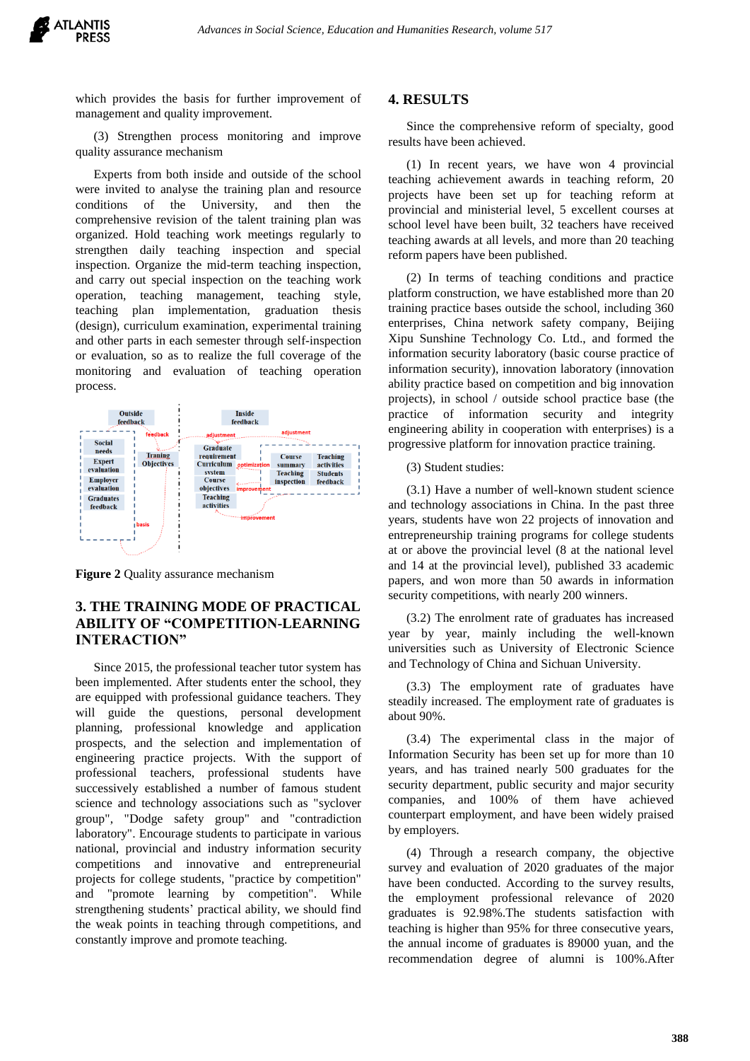which provides the basis for further improvement of management and quality improvement.

(3) Strengthen process monitoring and improve quality assurance mechanism

Experts from both inside and outside of the school were invited to analyse the training plan and resource conditions of the University, and then the comprehensive revision of the talent training plan was organized. Hold teaching work meetings regularly to strengthen daily teaching inspection and special inspection. Organize the mid-term teaching inspection, and carry out special inspection on the teaching work operation, teaching management, teaching style, teaching plan implementation, graduation thesis (design), curriculum examination, experimental training and other parts in each semester through self-inspection or evaluation, so as to realize the full coverage of the monitoring and evaluation of teaching operation process.

**Figure 2** Quality assurance mechanism

## 3. THE TRAINING MODE OF PRACTICAL ABILITY OF "COMPETITION-LEARNING INTERACTION"

Since 2015, the professional teacher tutor system has been implemented. After students enter the school, they are equipped with professional guidance teachers. They will guide the questions, personal development planning, professional knowledge and application prospects, and the selection and implementation of engineering practice projects. With the support of professional teachers, professional students have successively established a number of famous student science and technology associations such as "syclover group", "Dodge safety group" and "contradiction laboratory". Encourage students to participate in various national, provincial and industry information security competitions and innovative and entrepreneurial projects for college students, "practice by competition" and "promote learning by competition". While strengthening students' practical ability, we should find the weak points in teaching through competitions, and constantly improve and promote teaching.

## 4. RESULTS

Since the comprehensive reform of specialty, good results have been achieved.

(1) In recent years, we have won 4 provincial teaching achievement awards in teaching reform, 20 projects have been set up for teaching reform at provincial and ministerial level, 5 excellent courses at school level have been built, 32 teachers have received teaching awards at all levels, and more than 20 teaching reform papers have been published.

(2) In terms of teaching conditions and practice platform construction, we have established more than 20 training practice bases outside the school, including 360 enterprises, China network safety company, Beijing Xipu Sunshine Technology Co. Ltd., and formed the information security laboratory (basic course practice of information security), innovation laboratory (innovation ability practice based on competition and big innovation projects), in school / outside school practice base (the practice of information security and integrity engineering ability in cooperation with enterprises) is a progressive platform for innovation practice training.

(3) Student studies:

(3.1) Have a number of well-known student science and technology associations in China. In the past three years, students have won 22 projects of innovation and entrepreneurship training programs for college students at or above the provincial level (8 at the national level and 14 at the provincial level), published 33 academic papers, and won more than 50 awards in information security competitions, with nearly 200 winners.

(3.2) The enrolment rate of graduates has increased year by year, mainly including the well-known universities such as University of Electronic Science and Technology of China and Sichuan University.

(3.3) The employment rate of graduates have steadily increased. The employment rate of graduates is about 90%.

(3.4) The experimental class in the major of Information Security has been set up for more than 10 years, and has trained nearly 500 graduates for the security department, public security and major security companies, and 100% of them have achieved counterpart employment, and have been widely praised by employers.

(4) Through a research company, the objective survey and evaluation of 2020 graduates of the major have been conducted. According to the survey results, the employment professional relevance of 2020 graduates is 92.98%.The students satisfaction with teaching is higher than 95% for three consecutive years, the annual income of graduates is 89000 yuan, and the recommendation degree of alumni is 100%.After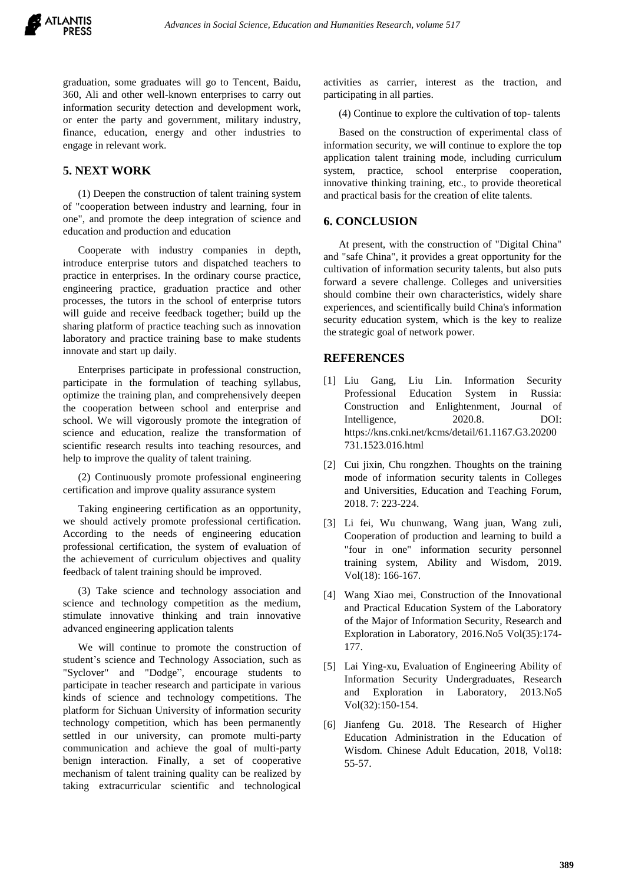graduation, some graduates will go to Tencent, Baidu, 360, Ali and other well-known enterprises to carry out information security detection and development work, or enter the party and government, military industry, finance, education, energy and other industries to engage in relevant work.

## 5. NEXT WORK

(1) Deepen the construction of talent training system of "cooperation between industry and learning, four in one", and promote the deep integration of science and education and production and education

Cooperate with industry companies in depth, introduce enterprise tutors and dispatched teachers to practice in enterprises. In the ordinary course practice, engineering practice, graduation practice and other processes, the tutors in the school of enterprise tutors will guide and receive feedback together; build up the sharing platform of practice teaching such as innovation laboratory and practice training base to make students innovate and start up daily.

Enterprises participate in professional construction, participate in the formulation of teaching syllabus, optimize the training plan, and comprehensively deepen the cooperation between school and enterprise and school. We will vigorously promote the integration of science and education, realize the transformation of scientific research results into teaching resources, and help to improve the quality of talent training.

(2) Continuously promote professional engineering certification and improve quality assurance system

Taking engineering certification as an opportunity, we should actively promote professional certification. According to the needs of engineering education professional certification, the system of evaluation of the achievement of curriculum objectives and quality feedback of talent training should be improved.

(3) Take science and technology association and science and technology competition as the medium, stimulate innovative thinking and train innovative advanced engineering application talents

We will continue to promote the construction of student's science and Technology Association, such as "Syclover" and "Dodge", encourage students to participate in teacher research and participate in various kinds of science and technology competitions. The platform for Sichuan University of information security technology competition, which has been permanently settled in our university, can promote multi-party communication and achieve the goal of multi-party benign interaction. Finally, a set of cooperative mechanism of talent training quality can be realized by taking extracurricular scientific and technological activities as carrier, interest as the traction, and participating in all parties.

(4) Continue to explore the cultivation of top- talents

Based on the construction of experimental class of information security, we will continue to explore the top application talent training mode, including curriculum system, practice, school enterprise cooperation, innovative thinking training, etc., to provide theoretical and practical basis for the creation of elite talents.

## 6. CONCLUSION

At present, with the construction of "Digital China" and "safe China", it provides a great opportunity for the cultivation of information security talents, but also puts forward a severe challenge. Colleges and universities should combine their own characteristics, widely share experiences, and scientifically build China's information security education system, which is the key to realize the strategic goal of network power.

## REFERENCES

[1] Liu Gang, Liu Lin. Information Security Professional Education System in Russia: Construction and Enlightenment, Journal of Intelligence, 2020.8. DOI: https://kns.cnki.net/kcms/detail/61.1167.G3.20200731.1523.016.html

[2] Cui jixin, Chu rongzhen. Thoughts on the training mode of information security talents in Colleges and Universities, Education and Teaching Forum, 2018. 7: 223-224.

[3] Li fei, Wu chunwang, Wang juan, Wang zuli, Cooperation of production and learning to build a "four in one" information security personnel training system, Ability and Wisdom, 2019. Vol(18): 166-167.

[4] Wang Xiao mei, Construction of the Innovational and Practical Education System of the Laboratory of the Major of Information Security, Research and Exploration in Laboratory, 2016.No5 Vol(35):174-177.

[5] Lai Ying-xu, Evaluation of Engineering Ability of Information Security Undergraduates, Research and Exploration in Laboratory, 2013.No5 Vol(32):150-154.

[6] Jianfeng Gu. 2018. The Research of Higher Education Administration in the Education of Wisdom. Chinese Adult Education, 2018, Vol18: 55-57.